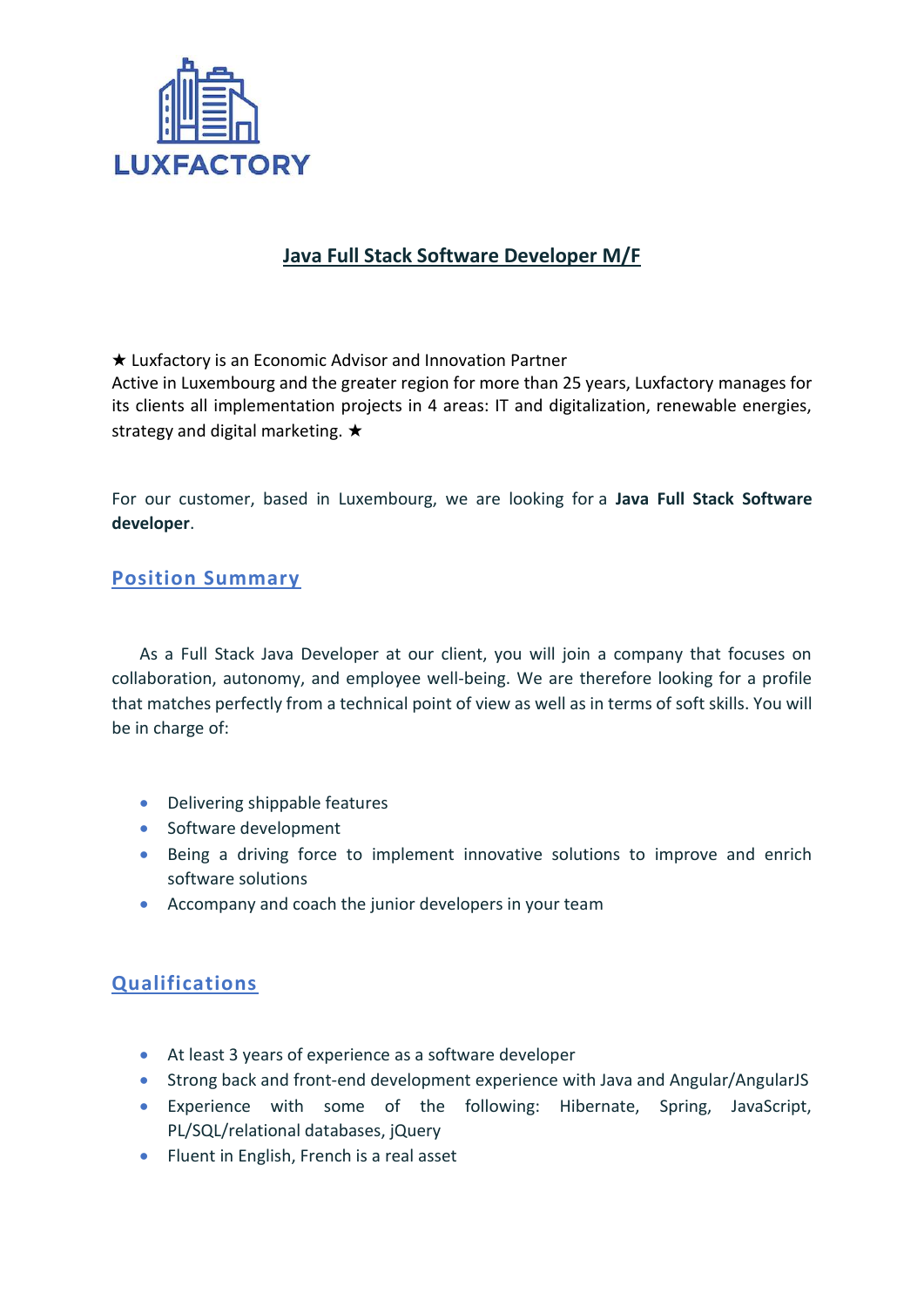LUXFACTORY

# Java Full Stack Software Developer M/F

★ Luxfactory is an Economic Advisor and Innovation Partner
Active in Luxembourg and the greater region for more than 25 years, Luxfactory manages for its clients all implementation projects in 4 areas: IT and digitalization, renewable energies, strategy and digital marketing. ★

For our customer, based in Luxembourg, we are looking for a **Java Full Stack Software developer**.

## Position Summary

As a Full Stack Java Developer at our client, you will join a company that focuses on collaboration, autonomy, and employee well-being. We are therefore looking for a profile that matches perfectly from a technical point of view as well as in terms of soft skills. You will be in charge of:

- Delivering shippable features
- Software development
- Being a driving force to implement innovative solutions to improve and enrich software solutions
- Accompany and coach the junior developers in your team

## Qualifications

- At least 3 years of experience as a software developer
- Strong back and front-end development experience with Java and Angular/AngularJS
- Experience with some of the following: Hibernate, Spring, JavaScript, PL/SQL/relational databases, jQuery
- Fluent in English, French is a real asset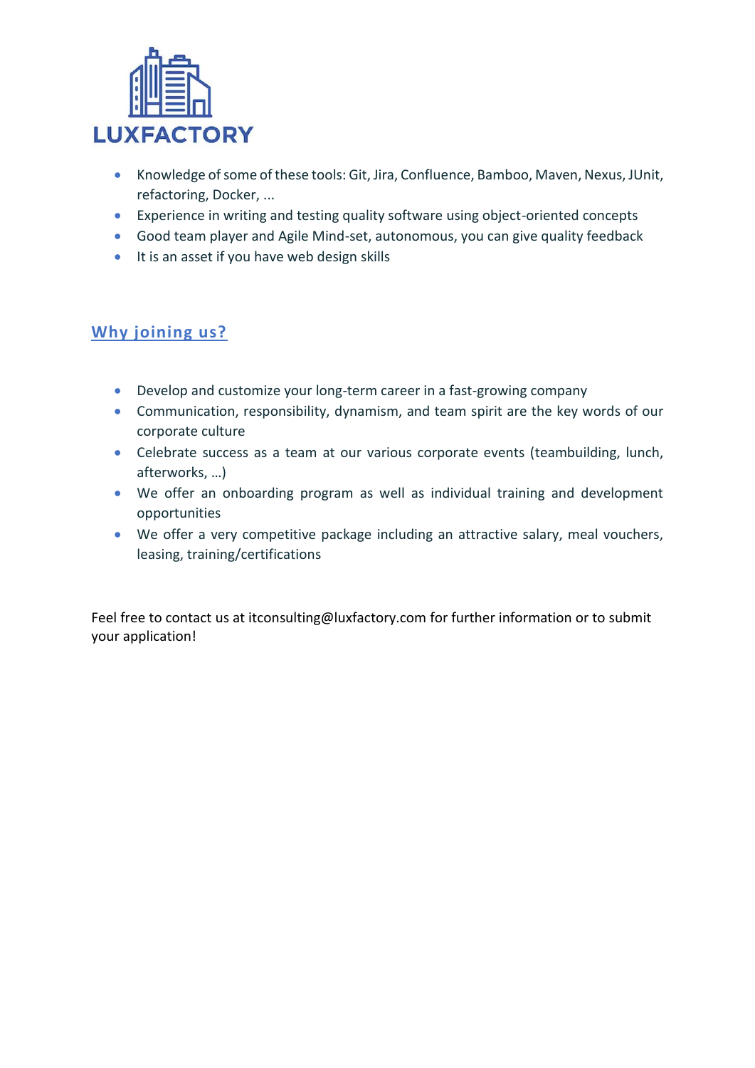LUXFACTORY

- Knowledge of some of these tools: Git, Jira, Confluence, Bamboo, Maven, Nexus, JUnit, refactoring, Docker, ...
- Experience in writing and testing quality software using object-oriented concepts
- Good team player and Agile Mind-set, autonomous, you can give quality feedback
- It is an asset if you have web design skills

## Why joining us?

- Develop and customize your long-term career in a fast-growing company
- Communication, responsibility, dynamism, and team spirit are the key words of our corporate culture
- Celebrate success as a team at our various corporate events (teambuilding, lunch, afterworks, …)
- We offer an onboarding program as well as individual training and development opportunities
- We offer a very competitive package including an attractive salary, meal vouchers, leasing, training/certifications

Feel free to contact us at itconsulting@luxfactory.com for further information or to submit your application!